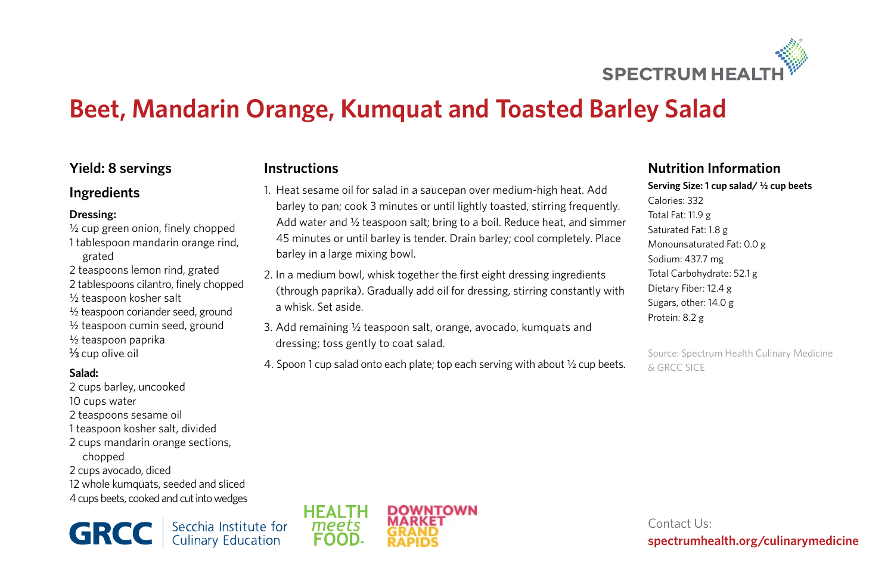SPECTRUM HEALTH

# Beet, Mandarin Orange, Kumquat and Toasted Barley Salad

## Yield: 8 servings

## Ingredients

**Dressing:**

½ cup green onion, finely chopped
1 tablespoon mandarin orange rind, grated
2 teaspoons lemon rind, grated
2 tablespoons cilantro, finely chopped
½ teaspoon kosher salt
½ teaspoon coriander seed, ground
½ teaspoon cumin seed, ground
½ teaspoon paprika
⅓ cup olive oil

**Salad:**

2 cups barley, uncooked
10 cups water
2 teaspoons sesame oil
1 teaspoon kosher salt, divided
2 cups mandarin orange sections, chopped
2 cups avocado, diced
12 whole kumquats, seeded and sliced
4 cups beets, cooked and cut into wedges

## Instructions

1. Heat sesame oil for salad in a saucepan over medium-high heat. Add barley to pan; cook 3 minutes or until lightly toasted, stirring frequently. Add water and ½ teaspoon salt; bring to a boil. Reduce heat, and simmer 45 minutes or until barley is tender. Drain barley; cool completely. Place barley in a large mixing bowl.
2. In a medium bowl, whisk together the first eight dressing ingredients (through paprika). Gradually add oil for dressing, stirring constantly with a whisk. Set aside.
3. Add remaining ½ teaspoon salt, orange, avocado, kumquats and dressing; toss gently to coat salad.
4. Spoon 1 cup salad onto each plate; top each serving with about ½ cup beets.

## Nutrition Information

**Serving Size: 1 cup salad/ ½ cup beets**

Calories: 332
Total Fat: 11.9 g
Saturated Fat: 1.8 g
Monounsaturated Fat: 0.0 g
Sodium: 437.7 mg
Total Carbohydrate: 52.1 g
Dietary Fiber: 12.4 g
Sugars, other: 14.0 g
Protein: 8.2 g

Source: Spectrum Health Culinary Medicine & GRCC SICE

GRCC Secchia Institute for Culinary Education

HEALTH meets FOOD

DOWNTOWN MARKET GRAND RAPIDS

Contact Us:
**spectrumhealth.org/culinarymedicine**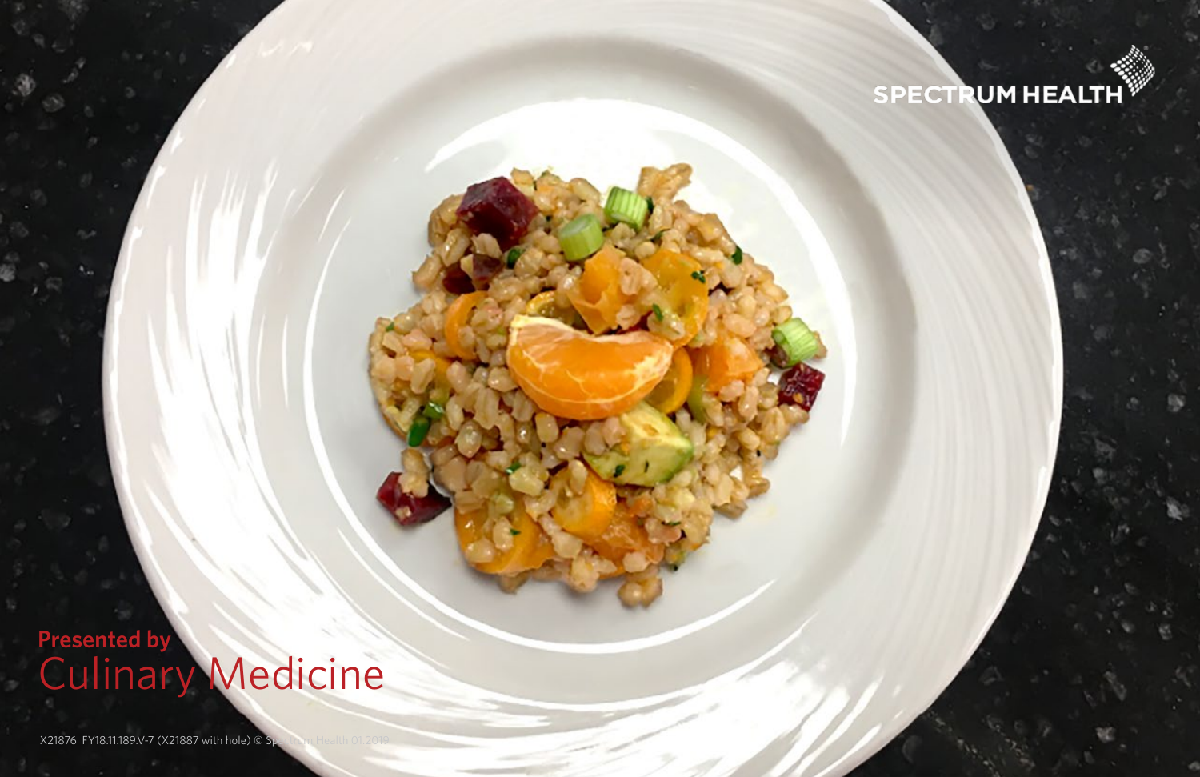SPECTRUM HEALTH

**Presented by**
Culinary Medicine

X21876 FY18.11.189.V-7 (X21887 with hole) © Spectrum Health 01.2019